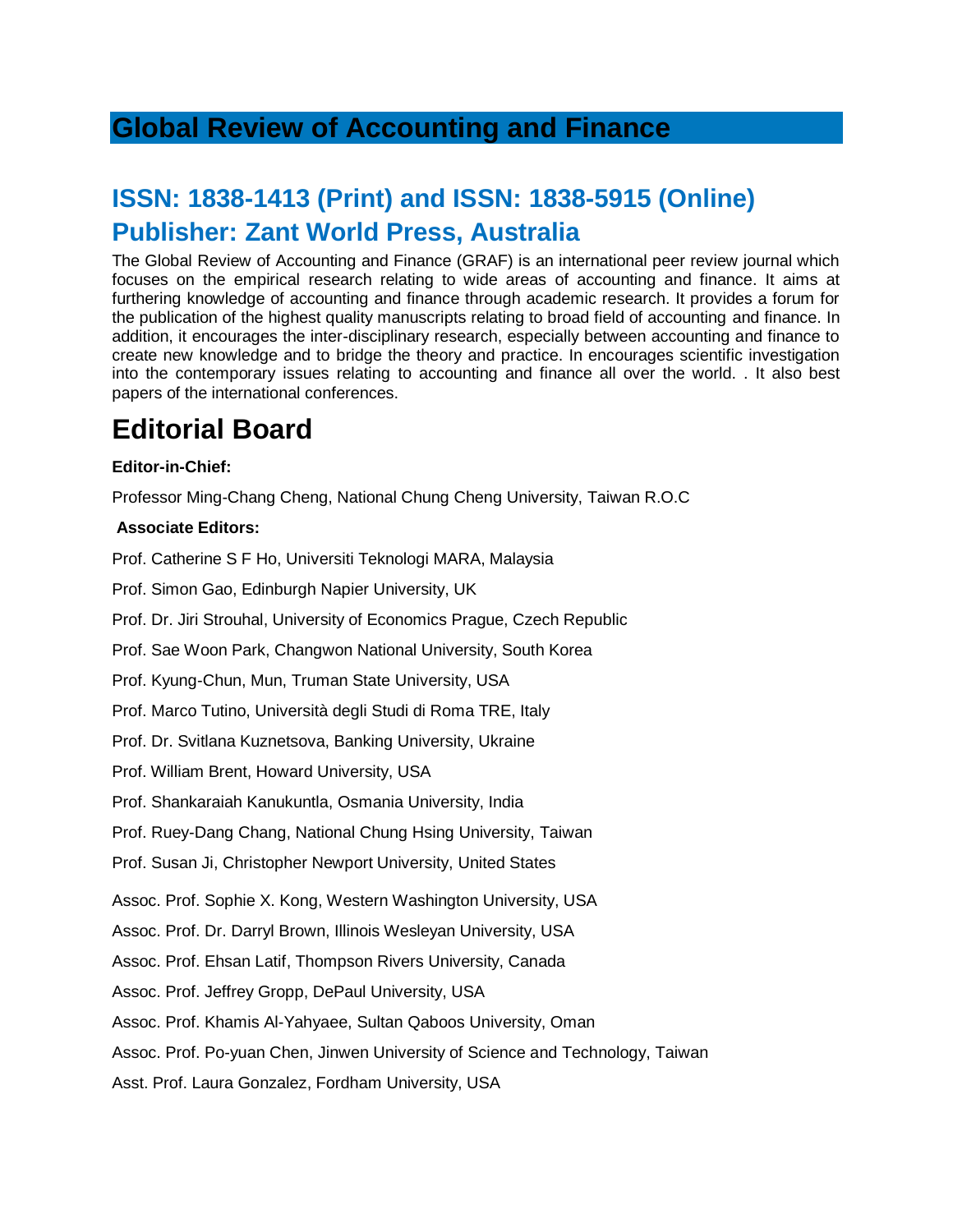# Global Review of Accounting and Finance

## ISSN: 1838-1413 (Print) and ISSN: 1838-5915 (Online)
## Publisher: Zant World Press, Australia

The Global Review of Accounting and Finance (GRAF) is an international peer review journal which focuses on the empirical research relating to wide areas of accounting and finance. It aims at furthering knowledge of accounting and finance through academic research. It provides a forum for the publication of the highest quality manuscripts relating to broad field of accounting and finance. In addition, it encourages the inter-disciplinary research, especially between accounting and finance to create new knowledge and to bridge the theory and practice. In encourages scientific investigation into the contemporary issues relating to accounting and finance all over the world. . It also best papers of the international conferences.

# Editorial Board

**Editor-in-Chief:**

Professor Ming-Chang Cheng, National Chung Cheng University, Taiwan R.O.C

**Associate Editors:**

Prof. Catherine S F Ho, Universiti Teknologi MARA, Malaysia

Prof. Simon Gao, Edinburgh Napier University, UK

Prof. Dr. Jiri Strouhal, University of Economics Prague, Czech Republic

Prof. Sae Woon Park, Changwon National University, South Korea

Prof. Kyung-Chun, Mun, Truman State University, USA

Prof. Marco Tutino, Università degli Studi di Roma TRE, Italy

Prof. Dr. Svitlana Kuznetsova, Banking University, Ukraine

Prof. William Brent, Howard University, USA

Prof. Shankaraiah Kanukuntla, Osmania University, India

Prof. Ruey-Dang Chang, National Chung Hsing University, Taiwan

Prof. Susan Ji, Christopher Newport University, United States

Assoc. Prof. Sophie X. Kong, Western Washington University, USA

Assoc. Prof. Dr. Darryl Brown, Illinois Wesleyan University, USA

Assoc. Prof. Ehsan Latif, Thompson Rivers University, Canada

Assoc. Prof. Jeffrey Gropp, DePaul University, USA

Assoc. Prof. Khamis Al-Yahyaee, Sultan Qaboos University, Oman

Assoc. Prof. Po-yuan Chen, Jinwen University of Science and Technology, Taiwan

Asst. Prof. Laura Gonzalez, Fordham University, USA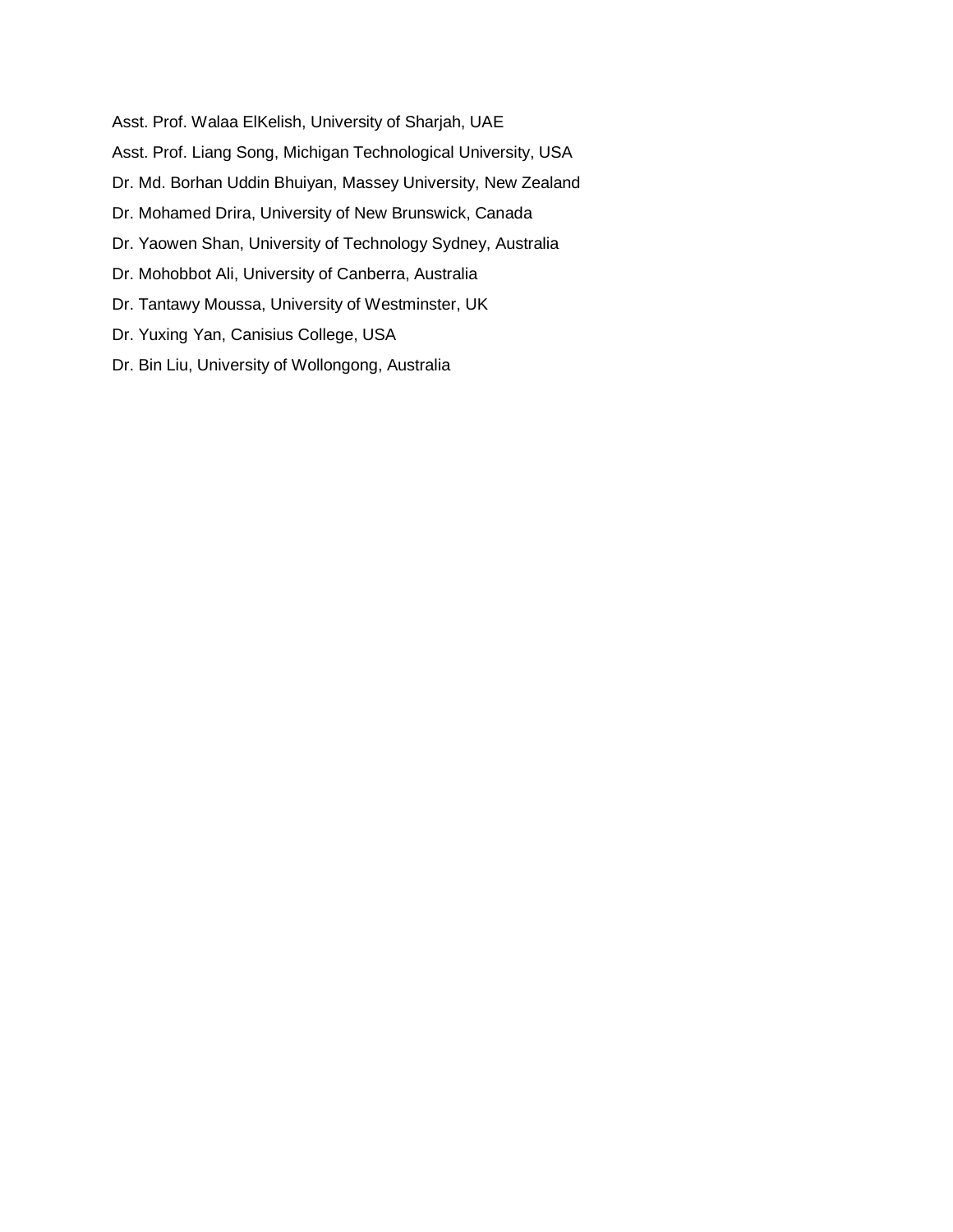Asst. Prof. Walaa ElKelish, University of Sharjah, UAE

Asst. Prof. Liang Song, Michigan Technological University, USA

Dr. Md. Borhan Uddin Bhuiyan, Massey University, New Zealand

Dr. Mohamed Drira, University of New Brunswick, Canada

Dr. Yaowen Shan, University of Technology Sydney, Australia

Dr. Mohobbot Ali, University of Canberra, Australia

Dr. Tantawy Moussa, University of Westminster, UK

Dr. Yuxing Yan, Canisius College, USA

Dr. Bin Liu, University of Wollongong, Australia